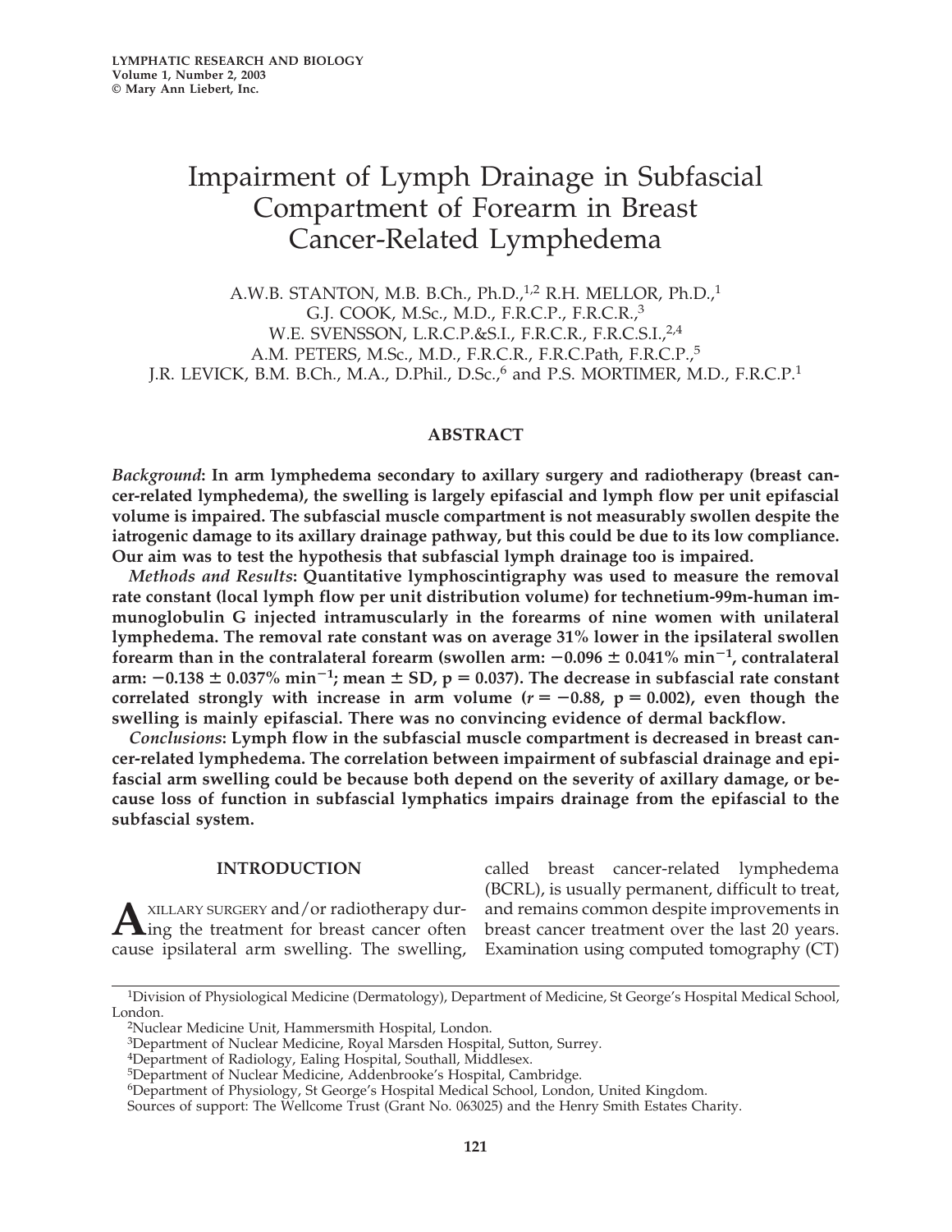# Impairment of Lymph Drainage in Subfascial Compartment of Forearm in Breast Cancer-Related Lymphedema

A.W.B. STANTON, M.B. B.Ch., Ph.D.,[1,2] R.H. MELLOR, Ph.D.,[1] G.J. COOK, M.Sc., M.D., F.R.C.P., F.R.C.R.,[3] W.E. SVENSSON, L.R.C.P.&S.I., F.R.C.R., F.R.C.S.I.,[2,4] A.M. PETERS, M.Sc., M.D., F.R.C.R., F.R.C.Path, F.R.C.P.,[5] J.R. LEVICK, B.M. B.Ch., M.A., D.Phil., D.Sc.,[6] and P.S. MORTIMER, M.D., F.R.C.P.[1]

## ABSTRACT

***Background*: In arm lymphedema secondary to axillary surgery and radiotherapy (breast cancer-related lymphedema), the swelling is largely epifascial and lymph flow per unit epifascial volume is impaired. The subfascial muscle compartment is not measurably swollen despite the iatrogenic damage to its axillary drainage pathway, but this could be due to its low compliance. Our aim was to test the hypothesis that subfascial lymph drainage too is impaired.**

***Methods and Results*: Quantitative lymphoscintigraphy was used to measure the removal rate constant (local lymph flow per unit distribution volume) for technetium-99m-human immunoglobulin G injected intramuscularly in the forearms of nine women with unilateral lymphedema. The removal rate constant was on average 31% lower in the ipsilateral swollen forearm than in the contralateral forearm (swollen arm: $-0.096 \pm 0.041\%\ \text{min}^{-1}$, contralateral arm: $-0.138 \pm 0.037\%\ \text{min}^{-1}$; mean ± SD, $p = 0.037$). The decrease in subfascial rate constant correlated strongly with increase in arm volume ($r = -0.88$, $p = 0.002$), even though the swelling is mainly epifascial. There was no convincing evidence of dermal backflow.**

***Conclusions*: Lymph flow in the subfascial muscle compartment is decreased in breast cancer-related lymphedema. The correlation between impairment of subfascial drainage and epifascial arm swelling could be because both depend on the severity of axillary damage, or because loss of function in subfascial lymphatics impairs drainage from the epifascial to the subfascial system.**

## INTRODUCTION

Axillary surgery and/or radiotherapy during the treatment for breast cancer often cause ipsilateral arm swelling. The swelling, called breast cancer-related lymphedema (BCRL), is usually permanent, difficult to treat, and remains common despite improvements in breast cancer treatment over the last 20 years. Examination using computed tomography (CT)

---

[1]Division of Physiological Medicine (Dermatology), Department of Medicine, St George's Hospital Medical School, London.

[2]Nuclear Medicine Unit, Hammersmith Hospital, London.

[3]Department of Nuclear Medicine, Royal Marsden Hospital, Sutton, Surrey.

[4]Department of Radiology, Ealing Hospital, Southall, Middlesex.

[5]Department of Nuclear Medicine, Addenbrooke's Hospital, Cambridge.

[6]Department of Physiology, St George's Hospital Medical School, London, United Kingdom.

Sources of support: The Wellcome Trust (Grant No. 063025) and the Henry Smith Estates Charity.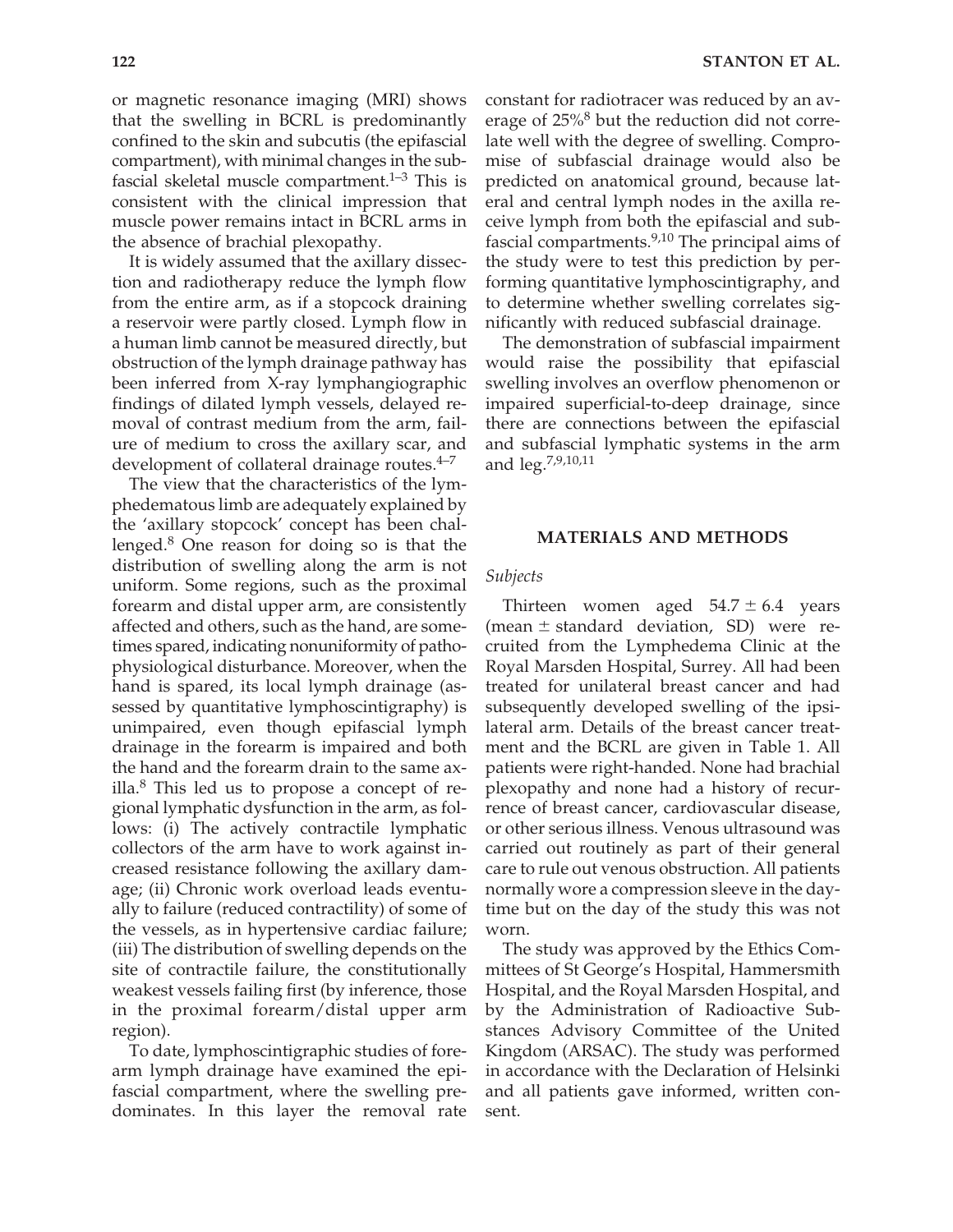or magnetic resonance imaging (MRI) shows that the swelling in BCRL is predominantly confined to the skin and subcutis (the epifascial compartment), with minimal changes in the subfascial skeletal muscle compartment.[1–3] This is consistent with the clinical impression that muscle power remains intact in BCRL arms in the absence of brachial plexopathy.

It is widely assumed that the axillary dissection and radiotherapy reduce the lymph flow from the entire arm, as if a stopcock draining a reservoir were partly closed. Lymph flow in a human limb cannot be measured directly, but obstruction of the lymph drainage pathway has been inferred from X-ray lymphangiographic findings of dilated lymph vessels, delayed removal of contrast medium from the arm, failure of medium to cross the axillary scar, and development of collateral drainage routes.[4–7]

The view that the characteristics of the lymphedematous limb are adequately explained by the 'axillary stopcock' concept has been challenged.[8] One reason for doing so is that the distribution of swelling along the arm is not uniform. Some regions, such as the proximal forearm and distal upper arm, are consistently affected and others, such as the hand, are sometimes spared, indicating nonuniformity of pathophysiological disturbance. Moreover, when the hand is spared, its local lymph drainage (assessed by quantitative lymphoscintigraphy) is unimpaired, even though epifascial lymph drainage in the forearm is impaired and both the hand and the forearm drain to the same axilla.[8] This led us to propose a concept of regional lymphatic dysfunction in the arm, as follows: (i) The actively contractile lymphatic collectors of the arm have to work against increased resistance following the axillary damage; (ii) Chronic work overload leads eventually to failure (reduced contractility) of some of the vessels, as in hypertensive cardiac failure; (iii) The distribution of swelling depends on the site of contractile failure, the constitutionally weakest vessels failing first (by inference, those in the proximal forearm/distal upper arm region).

To date, lymphoscintigraphic studies of forearm lymph drainage have examined the epifascial compartment, where the swelling predominates. In this layer the removal rate constant for radiotracer was reduced by an average of 25%[8] but the reduction did not correlate well with the degree of swelling. Compromise of subfascial drainage would also be predicted on anatomical ground, because lateral and central lymph nodes in the axilla receive lymph from both the epifascial and subfascial compartments.[9,10] The principal aims of the study were to test this prediction by performing quantitative lymphoscintigraphy, and to determine whether swelling correlates significantly with reduced subfascial drainage.

The demonstration of subfascial impairment would raise the possibility that epifascial swelling involves an overflow phenomenon or impaired superficial-to-deep drainage, since there are connections between the epifascial and subfascial lymphatic systems in the arm and leg.[7,9,10,11]

## MATERIALS AND METHODS

### *Subjects*

Thirteen women aged $54.7 \pm 6.4$ years (mean $\pm$ standard deviation, SD) were recruited from the Lymphedema Clinic at the Royal Marsden Hospital, Surrey. All had been treated for unilateral breast cancer and had subsequently developed swelling of the ipsilateral arm. Details of the breast cancer treatment and the BCRL are given in Table 1. All patients were right-handed. None had brachial plexopathy and none had a history of recurrence of breast cancer, cardiovascular disease, or other serious illness. Venous ultrasound was carried out routinely as part of their general care to rule out venous obstruction. All patients normally wore a compression sleeve in the daytime but on the day of the study this was not worn.

The study was approved by the Ethics Committees of St George's Hospital, Hammersmith Hospital, and the Royal Marsden Hospital, and by the Administration of Radioactive Substances Advisory Committee of the United Kingdom (ARSAC). The study was performed in accordance with the Declaration of Helsinki and all patients gave informed, written consent.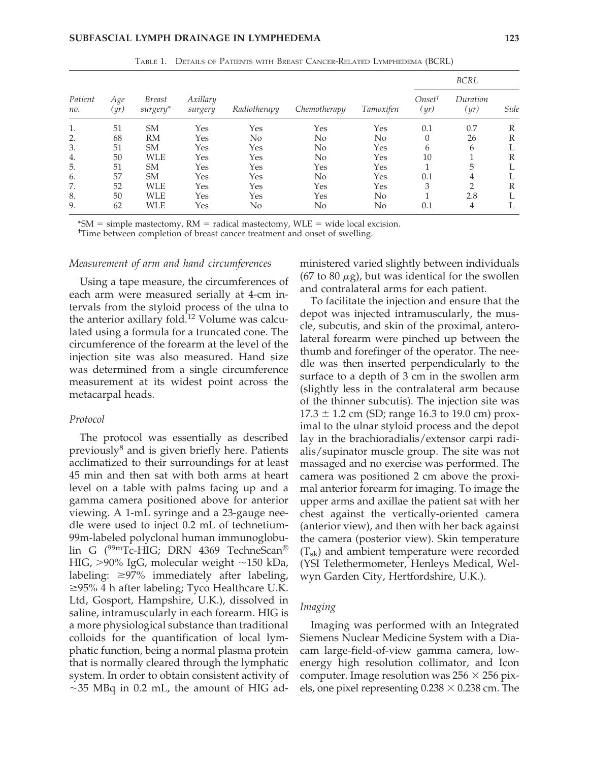Table 1. Details of Patients with Breast Cancer-Related Lymphedema (BCRL)

| Patient no. | Age (yr) | Breast surgery* | Axillary surgery | Radiotherapy | Chemotherapy | Tamoxifen | BCRL Onset[†] (yr) | BCRL Duration (yr) | BCRL Side |
|---|---|---|---|---|---|---|---|---|---|
| 1. | 51 | SM | Yes | Yes | Yes | Yes | 0.1 | 0.7 | R |
| 2. | 68 | RM | Yes | No | No | No | 0 | 26 | R |
| 3. | 51 | SM | Yes | Yes | No | Yes | 6 | 6 | L |
| 4. | 50 | WLE | Yes | Yes | No | Yes | 10 | 1 | R |
| 5. | 51 | SM | Yes | Yes | Yes | Yes | 1 | 5 | L |
| 6. | 57 | SM | Yes | Yes | No | Yes | 0.1 | 4 | L |
| 7. | 52 | WLE | Yes | Yes | Yes | Yes | 3 | 2 | R |
| 8. | 50 | WLE | Yes | Yes | Yes | No | 1 | 2.8 | L |
| 9. | 62 | WLE | Yes | No | No | No | 0.1 | 4 | L |

*SM = simple mastectomy, RM = radical mastectomy, WLE = wide local excision.
[†]Time between completion of breast cancer treatment and onset of swelling.

### Measurement of arm and hand circumferences

Using a tape measure, the circumferences of each arm were measured serially at 4-cm intervals from the styloid process of the ulna to the anterior axillary fold.[12] Volume was calculated using a formula for a truncated cone. The circumference of the forearm at the level of the injection site was also measured. Hand size was determined from a single circumference measurement at its widest point across the metacarpal heads.

### Protocol

The protocol was essentially as described previously[8] and is given briefly here. Patients acclimatized to their surroundings for at least 45 min and then sat with both arms at heart level on a table with palms facing up and a gamma camera positioned above for anterior viewing. A 1-mL syringe and a 23-gauge needle were used to inject 0.2 mL of technetium-99m-labeled polyclonal human immunoglobulin G ($^{99m}$Tc-HIG; DRN 4369 TechneScan® HIG, >90% IgG, molecular weight ~150 kDa, labeling: ≥97% immediately after labeling, ≥95% 4 h after labeling; Tyco Healthcare U.K. Ltd, Gosport, Hampshire, U.K.), dissolved in saline, intramuscularly in each forearm. HIG is a more physiological substance than traditional colloids for the quantification of local lymphatic function, being a normal plasma protein that is normally cleared through the lymphatic system. In order to obtain consistent activity of ~35 MBq in 0.2 mL, the amount of HIG administered varied slightly between individuals (67 to 80 $\mu$g), but was identical for the swollen and contralateral arms for each patient.

To facilitate the injection and ensure that the depot was injected intramuscularly, the muscle, subcutis, and skin of the proximal, anterolateral forearm were pinched up between the thumb and forefinger of the operator. The needle was then inserted perpendicularly to the surface to a depth of 3 cm in the swollen arm (slightly less in the contralateral arm because of the thinner subcutis). The injection site was 17.3 ± 1.2 cm (SD; range 16.3 to 19.0 cm) proximal to the ulnar styloid process and the depot lay in the brachioradialis/extensor carpi radialis/supinator muscle group. The site was not massaged and no exercise was performed. The camera was positioned 2 cm above the proximal anterior forearm for imaging. To image the upper arms and axillae the patient sat with her chest against the vertically-oriented camera (anterior view), and then with her back against the camera (posterior view). Skin temperature ($T_{sk}$) and ambient temperature were recorded (YSI Telethermometer, Henleys Medical, Welwyn Garden City, Hertfordshire, U.K.).

### Imaging

Imaging was performed with an Integrated Siemens Nuclear Medicine System with a Diacam large-field-of-view gamma camera, low-energy high resolution collimator, and Icon computer. Image resolution was 256 × 256 pixels, one pixel representing 0.238 × 0.238 cm. The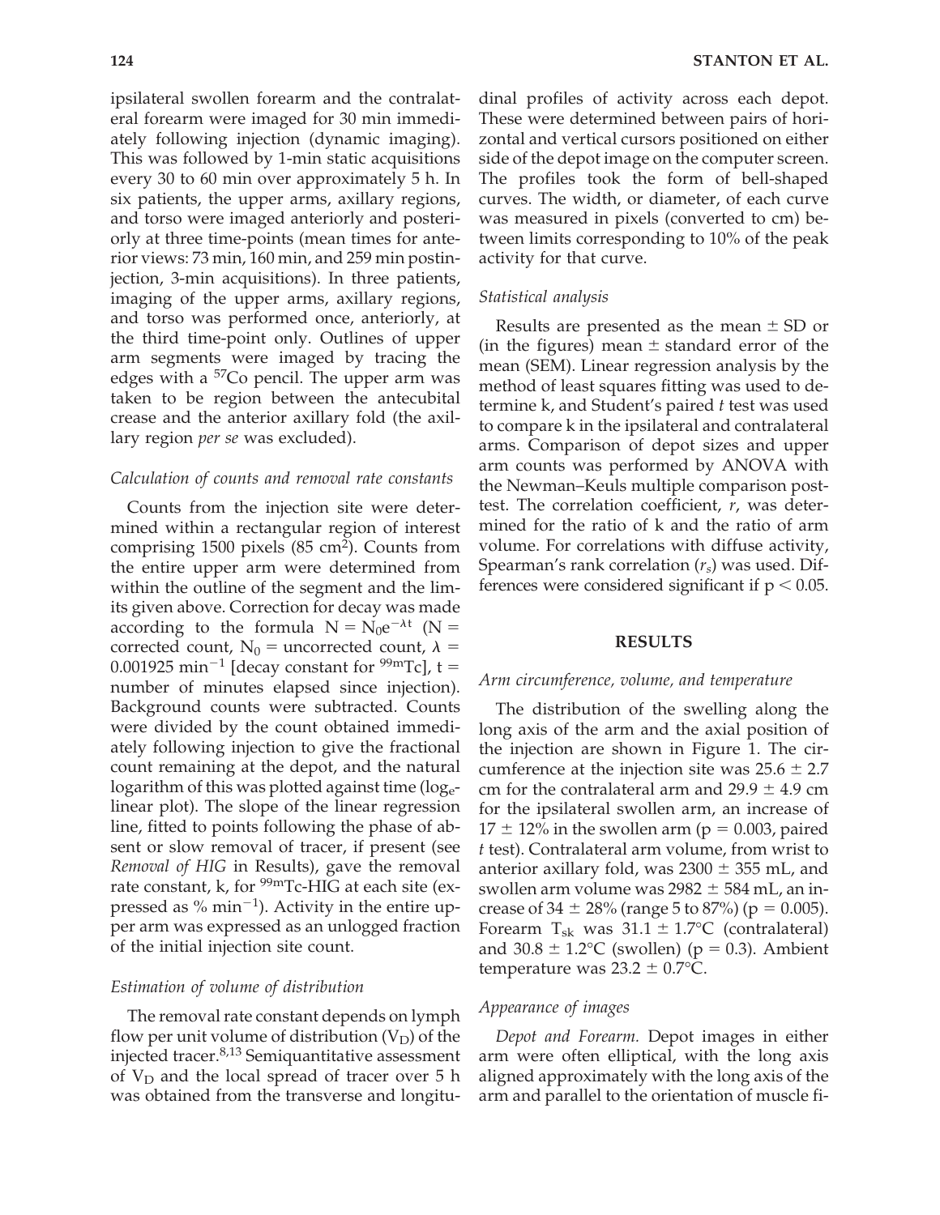ipsilateral swollen forearm and the contralateral forearm were imaged for 30 min immediately following injection (dynamic imaging). This was followed by 1-min static acquisitions every 30 to 60 min over approximately 5 h. In six patients, the upper arms, axillary regions, and torso were imaged anteriorly and posteriorly at three time-points (mean times for anterior views: 73 min, 160 min, and 259 min postinjection, 3-min acquisitions). In three patients, imaging of the upper arms, axillary regions, and torso was performed once, anteriorly, at the third time-point only. Outlines of upper arm segments were imaged by tracing the edges with a $^{57}$Co pencil. The upper arm was taken to be region between the antecubital crease and the anterior axillary fold (the axillary region *per se* was excluded).

### *Calculation of counts and removal rate constants*

Counts from the injection site were determined within a rectangular region of interest comprising 1500 pixels (85 cm$^2$). Counts from the entire upper arm were determined from within the outline of the segment and the limits given above. Correction for decay was made according to the formula $N = N_0 e^{-\lambda t}$ (N = corrected count, $N_0$ = uncorrected count, $\lambda$ = 0.001925 min$^{-1}$ [decay constant for $^{99m}$Tc], t = number of minutes elapsed since injection). Background counts were subtracted. Counts were divided by the count obtained immediately following injection to give the fractional count remaining at the depot, and the natural logarithm of this was plotted against time ($\log_e$-linear plot). The slope of the linear regression line, fitted to points following the phase of absent or slow removal of tracer, if present (see *Removal of HIG* in Results), gave the removal rate constant, k, for $^{99m}$Tc-HIG at each site (expressed as % min$^{-1}$). Activity in the entire upper arm was expressed as an unlogged fraction of the initial injection site count.

### *Estimation of volume of distribution*

The removal rate constant depends on lymph flow per unit volume of distribution ($V_D$) of the injected tracer.[8,13] Semiquantitative assessment of $V_D$ and the local spread of tracer over 5 h was obtained from the transverse and longitudinal profiles of activity across each depot. These were determined between pairs of horizontal and vertical cursors positioned on either side of the depot image on the computer screen. The profiles took the form of bell-shaped curves. The width, or diameter, of each curve was measured in pixels (converted to cm) between limits corresponding to 10% of the peak activity for that curve.

### *Statistical analysis*

Results are presented as the mean ± SD or (in the figures) mean ± standard error of the mean (SEM). Linear regression analysis by the method of least squares fitting was used to determine k, and Student's paired *t* test was used to compare k in the ipsilateral and contralateral arms. Comparison of depot sizes and upper arm counts was performed by ANOVA with the Newman–Keuls multiple comparison posttest. The correlation coefficient, *r*, was determined for the ratio of k and the ratio of arm volume. For correlations with diffuse activity, Spearman's rank correlation ($r_s$) was used. Differences were considered significant if $p < 0.05$.

## RESULTS

### *Arm circumference, volume, and temperature*

The distribution of the swelling along the long axis of the arm and the axial position of the injection are shown in Figure 1. The circumference at the injection site was 25.6 ± 2.7 cm for the contralateral arm and 29.9 ± 4.9 cm for the ipsilateral swollen arm, an increase of 17 ± 12% in the swollen arm ($p = 0.003$, paired *t* test). Contralateral arm volume, from wrist to anterior axillary fold, was 2300 ± 355 mL, and swollen arm volume was 2982 ± 584 mL, an increase of 34 ± 28% (range 5 to 87%) ($p = 0.005$). Forearm $T_{sk}$ was 31.1 ± 1.7°C (contralateral) and 30.8 ± 1.2°C (swollen) ($p = 0.3$). Ambient temperature was 23.2 ± 0.7°C.

### *Appearance of images*

*Depot and Forearm.* Depot images in either arm were often elliptical, with the long axis aligned approximately with the long axis of the arm and parallel to the orientation of muscle fi-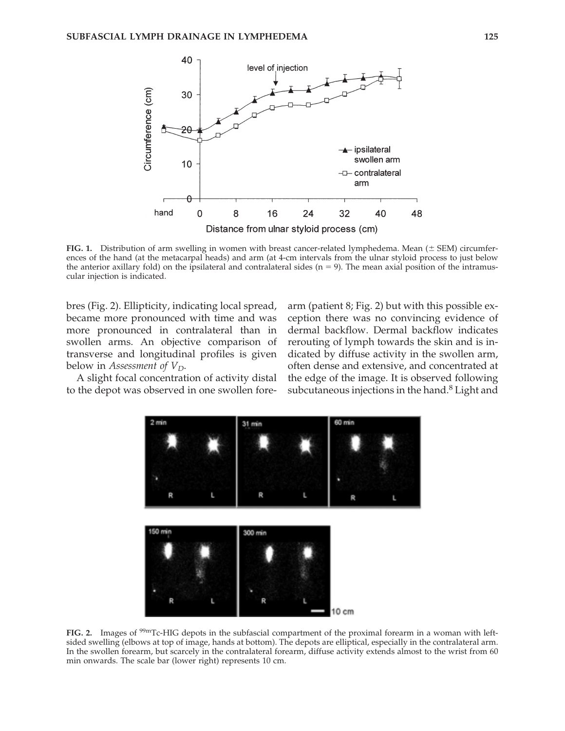**FIG. 1.** Distribution of arm swelling in women with breast cancer-related lymphedema. Mean (± SEM) circumferences of the hand (at the metacarpal heads) and arm (at 4-cm intervals from the ulnar styloid process to just below the anterior axillary fold) on the ipsilateral and contralateral sides (n = 9). The mean axial position of the intramuscular injection is indicated.

bres (Fig. 2). Ellipticity, indicating local spread, became more pronounced with time and was more pronounced in contralateral than in swollen arms. An objective comparison of transverse and longitudinal profiles is given below in *Assessment of $V_D$*.

A slight focal concentration of activity distal to the depot was observed in one swollen forearm (patient 8; Fig. 2) but with this possible exception there was no convincing evidence of dermal backflow. Dermal backflow indicates rerouting of lymph towards the skin and is indicated by diffuse activity in the swollen arm, often dense and extensive, and concentrated at the edge of the image. It is observed following subcutaneous injections in the hand.[8] Light and

**FIG. 2.** Images of $^{99m}$Tc-HIG depots in the subfascial compartment of the proximal forearm in a woman with left-sided swelling (elbows at top of image, hands at bottom). The depots are elliptical, especially in the contralateral arm. In the swollen forearm, but scarcely in the contralateral forearm, diffuse activity extends almost to the wrist from 60 min onwards. The scale bar (lower right) represents 10 cm.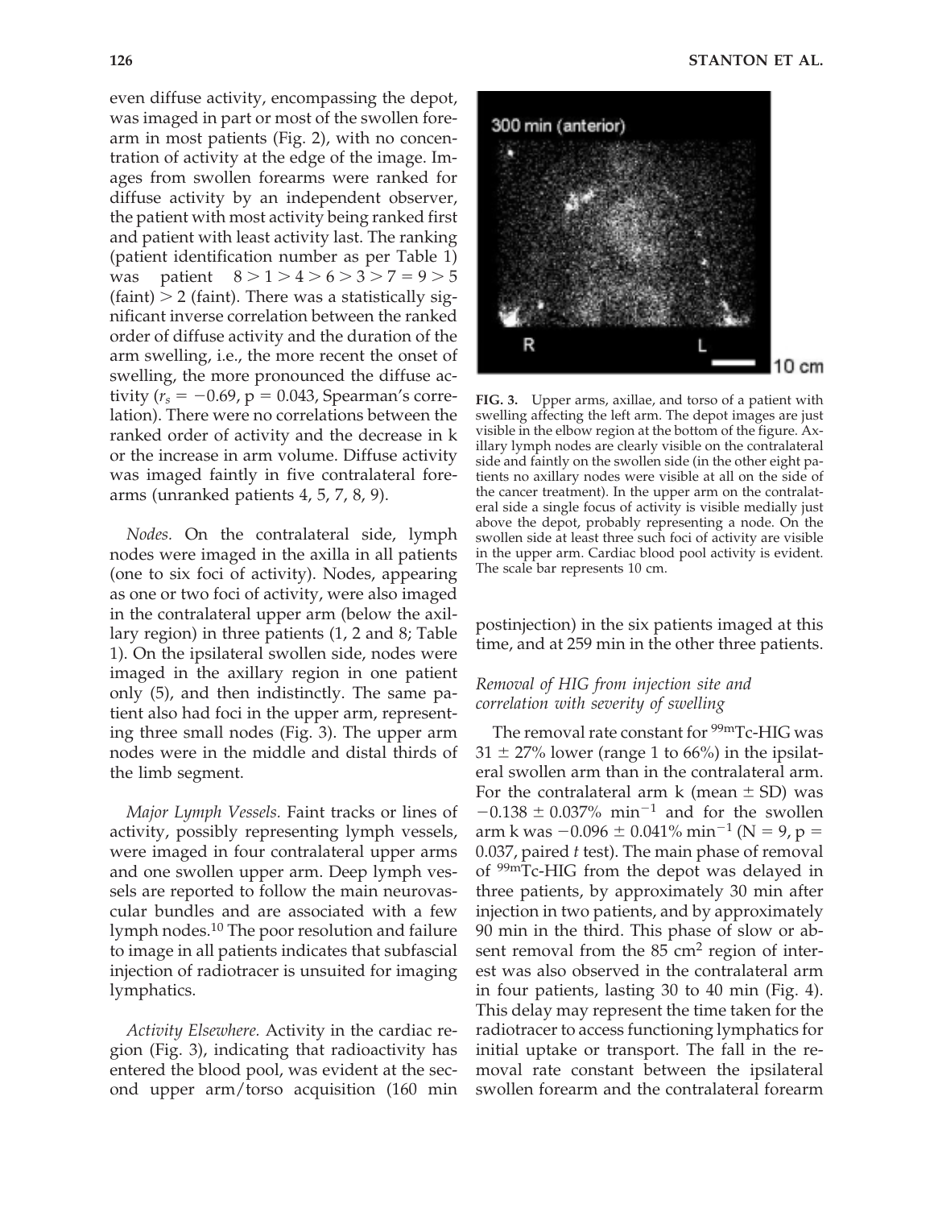even diffuse activity, encompassing the depot, was imaged in part or most of the swollen forearm in most patients (Fig. 2), with no concentration of activity at the edge of the image. Images from swollen forearms were ranked for diffuse activity by an independent observer, the patient with most activity being ranked first and patient with least activity last. The ranking (patient identification number as per Table 1) was patient $8 > 1 > 4 > 6 > 3 > 7 = 9 > 5$ (faint) $> 2$ (faint). There was a statistically significant inverse correlation between the ranked order of diffuse activity and the duration of the arm swelling, i.e., the more recent the onset of swelling, the more pronounced the diffuse activity ($r_s = -0.69$, $p = 0.043$, Spearman's correlation). There were no correlations between the ranked order of activity and the decrease in k or the increase in arm volume. Diffuse activity was imaged faintly in five contralateral forearms (unranked patients 4, 5, 7, 8, 9).

*Nodes.* On the contralateral side, lymph nodes were imaged in the axilla in all patients (one to six foci of activity). Nodes, appearing as one or two foci of activity, were also imaged in the contralateral upper arm (below the axillary region) in three patients (1, 2 and 8; Table 1). On the ipsilateral swollen side, nodes were imaged in the axillary region in one patient only (5), and then indistinctly. The same patient also had foci in the upper arm, representing three small nodes (Fig. 3). The upper arm nodes were in the middle and distal thirds of the limb segment.

*Major Lymph Vessels.* Faint tracks or lines of activity, possibly representing lymph vessels, were imaged in four contralateral upper arms and one swollen upper arm. Deep lymph vessels are reported to follow the main neurovascular bundles and are associated with a few lymph nodes.[10] The poor resolution and failure to image in all patients indicates that subfascial injection of radiotracer is unsuited for imaging lymphatics.

*Activity Elsewhere.* Activity in the cardiac region (Fig. 3), indicating that radioactivity has entered the blood pool, was evident at the second upper arm/torso acquisition (160 min postinjection) in the six patients imaged at this time, and at 259 min in the other three patients.

**FIG. 3.** Upper arms, axillae, and torso of a patient with swelling affecting the left arm. The depot images are just visible in the elbow region at the bottom of the figure. Axillary lymph nodes are clearly visible on the contralateral side and faintly on the swollen side (in the other eight patients no axillary nodes were visible at all on the side of the cancer treatment). In the upper arm on the contralateral side a single focus of activity is visible medially just above the depot, probably representing a node. On the swollen side at least three such foci of activity are visible in the upper arm. Cardiac blood pool activity is evident. The scale bar represents 10 cm.

### *Removal of HIG from injection site and correlation with severity of swelling*

The removal rate constant for $^{99m}$Tc-HIG was $31 \pm 27\%$ lower (range 1 to 66%) in the ipsilateral swollen arm than in the contralateral arm. For the contralateral arm k (mean $\pm$ SD) was $-0.138 \pm 0.037\%\ \text{min}^{-1}$ and for the swollen arm k was $-0.096 \pm 0.041\%\ \text{min}^{-1}$ ($N = 9$, $p = 0.037$, paired *t* test). The main phase of removal of $^{99m}$Tc-HIG from the depot was delayed in three patients, by approximately 30 min after injection in two patients, and by approximately 90 min in the third. This phase of slow or absent removal from the 85 $cm^2$ region of interest was also observed in the contralateral arm in four patients, lasting 30 to 40 min (Fig. 4). This delay may represent the time taken for the radiotracer to access functioning lymphatics for initial uptake or transport. The fall in the removal rate constant between the ipsilateral swollen forearm and the contralateral forearm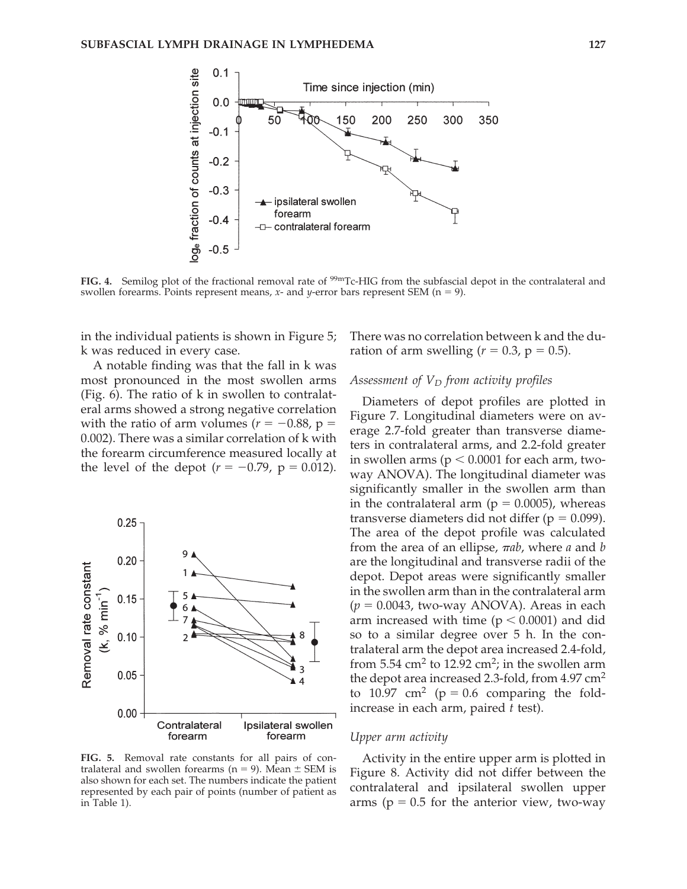FIG. 4. Semilog plot of the fractional removal rate of $^{99m}$Tc-HIG from the subfascial depot in the contralateral and swollen forearms. Points represent means, *x*- and *y*-error bars represent SEM (n = 9).

in the individual patients is shown in Figure 5; k was reduced in every case.

A notable finding was that the fall in k was most pronounced in the most swollen arms (Fig. 6). The ratio of k in swollen to contralateral arms showed a strong negative correlation with the ratio of arm volumes ($r = -0.88$, $p = 0.002$). There was a similar correlation of k with the forearm circumference measured locally at the level of the depot ($r = -0.79$, $p = 0.012$). There was no correlation between k and the duration of arm swelling ($r = 0.3$, $p = 0.5$).

FIG. 5. Removal rate constants for all pairs of contralateral and swollen forearms (n = 9). Mean ± SEM is also shown for each set. The numbers indicate the patient represented by each pair of points (number of patient as in Table 1).

### Assessment of $V_D$ from activity profiles

Diameters of depot profiles are plotted in Figure 7. Longitudinal diameters were on average 2.7-fold greater than transverse diameters in contralateral arms, and 2.2-fold greater in swollen arms ($p < 0.0001$ for each arm, two-way ANOVA). The longitudinal diameter was significantly smaller in the swollen arm than in the contralateral arm ($p = 0.0005$), whereas transverse diameters did not differ ($p = 0.099$). The area of the depot profile was calculated from the area of an ellipse, $\pi ab$, where *a* and *b* are the longitudinal and transverse radii of the depot. Depot areas were significantly smaller in the swollen arm than in the contralateral arm ($p = 0.0043$, two-way ANOVA). Areas in each arm increased with time ($p < 0.0001$) and did so to a similar degree over 5 h. In the contralateral arm the depot area increased 2.4-fold, from 5.54 $cm^2$ to 12.92 $cm^2$; in the swollen arm the depot area increased 2.3-fold, from 4.97 $cm^2$ to 10.97 $cm^2$ ($p = 0.6$ comparing the fold-increase in each arm, paired *t* test).

### Upper arm activity

Activity in the entire upper arm is plotted in Figure 8. Activity did not differ between the contralateral and ipsilateral swollen upper arms ($p = 0.5$ for the anterior view, two-way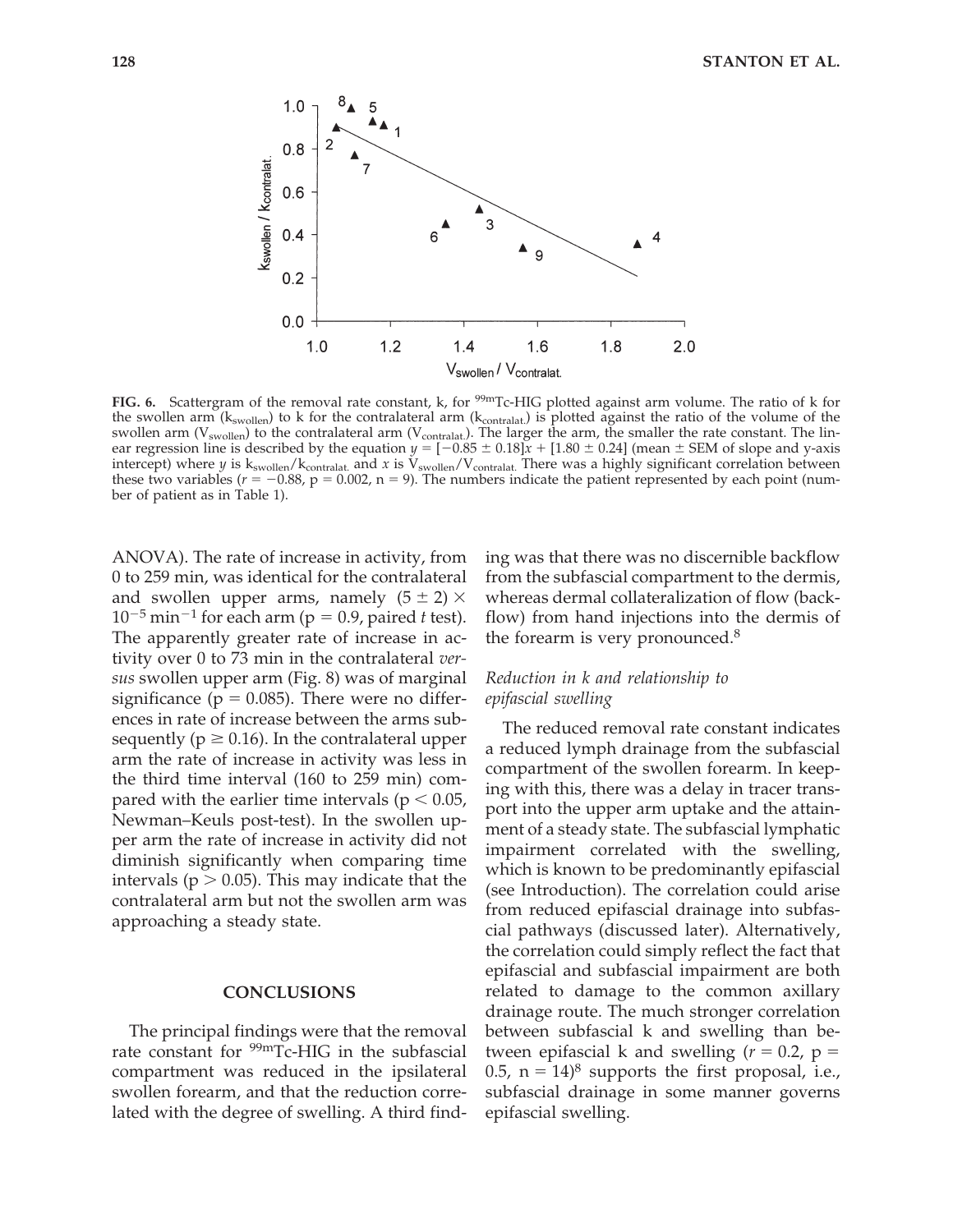**FIG. 6.** Scattergram of the removal rate constant, k, for $^{99m}$Tc-HIG plotted against arm volume. The ratio of k for the swollen arm ($k_{swollen}$) to k for the contralateral arm ($k_{contralat.}$) is plotted against the ratio of the volume of the swollen arm ($V_{swollen}$) to the contralateral arm ($V_{contralat.}$). The larger the arm, the smaller the rate constant. The linear regression line is described by the equation $y = [-0.85 \pm 0.18]x + [1.80 \pm 0.24]$ (mean ± SEM of slope and y-axis intercept) where $y$ is $k_{swollen}/k_{contralat.}$ and $x$ is $V_{swollen}/V_{contralat.}$ There was a highly significant correlation between these two variables ($r = -0.88$, $p = 0.002$, $n = 9$). The numbers indicate the patient represented by each point (number of patient as in Table 1).

ANOVA). The rate of increase in activity, from 0 to 259 min, was identical for the contralateral and swollen upper arms, namely $(5 \pm 2) \times 10^{-5}$ $min^{-1}$ for each arm ($p = 0.9$, paired *t* test). The apparently greater rate of increase in activity over 0 to 73 min in the contralateral *versus* swollen upper arm (Fig. 8) was of marginal significance ($p = 0.085$). There were no differences in rate of increase between the arms subsequently ($p \geq 0.16$). In the contralateral upper arm the rate of increase in activity was less in the third time interval (160 to 259 min) compared with the earlier time intervals ($p < 0.05$, Newman–Keuls post-test). In the swollen upper arm the rate of increase in activity did not diminish significantly when comparing time intervals ($p > 0.05$). This may indicate that the contralateral arm but not the swollen arm was approaching a steady state.

## CONCLUSIONS

The principal findings were that the removal rate constant for $^{99m}$Tc-HIG in the subfascial compartment was reduced in the ipsilateral swollen forearm, and that the reduction correlated with the degree of swelling. A third finding was that there was no discernible backflow from the subfascial compartment to the dermis, whereas dermal collateralization of flow (backflow) from hand injections into the dermis of the forearm is very pronounced.[8]

### *Reduction in k and relationship to epifascial swelling*

The reduced removal rate constant indicates a reduced lymph drainage from the subfascial compartment of the swollen forearm. In keeping with this, there was a delay in tracer transport into the upper arm uptake and the attainment of a steady state. The subfascial lymphatic impairment correlated with the swelling, which is known to be predominantly epifascial (see Introduction). The correlation could arise from reduced epifascial drainage into subfascial pathways (discussed later). Alternatively, the correlation could simply reflect the fact that epifascial and subfascial impairment are both related to damage to the common axillary drainage route. The much stronger correlation between subfascial k and swelling than between epifascial k and swelling ($r = 0.2$, $p = 0.5$, $n = 14$)[8] supports the first proposal, i.e., subfascial drainage in some manner governs epifascial swelling.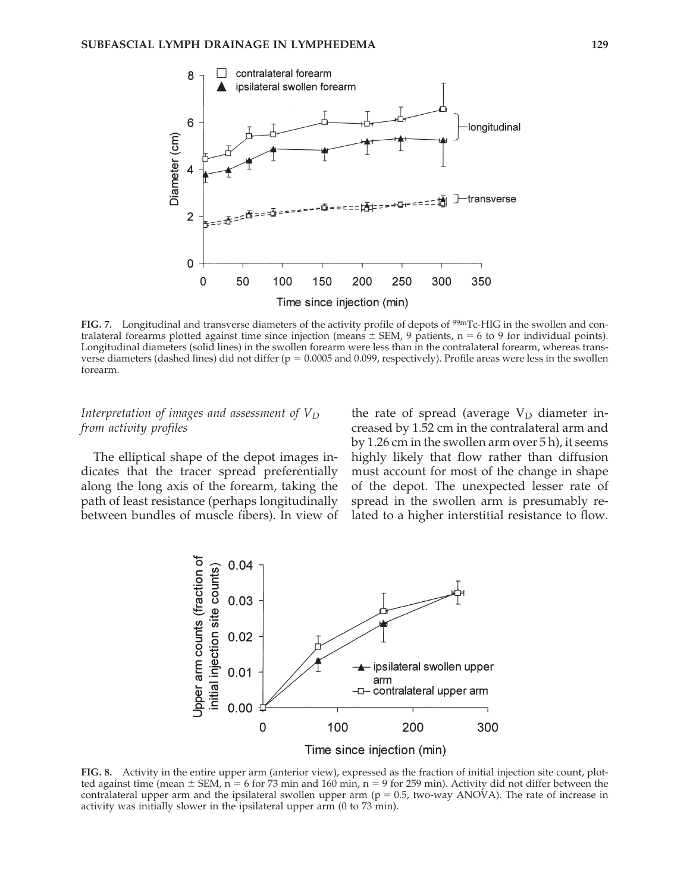**FIG. 7.** Longitudinal and transverse diameters of the activity profile of depots of $^{99m}$Tc-HIG in the swollen and contralateral forearms plotted against time since injection (means ± SEM, 9 patients, n = 6 to 9 for individual points). Longitudinal diameters (solid lines) in the swollen forearm were less than in the contralateral forearm, whereas transverse diameters (dashed lines) did not differ ($p = 0.0005$ and $0.099$, respectively). Profile areas were less in the swollen forearm.

### *Interpretation of images and assessment of $V_D$ from activity profiles*

The elliptical shape of the depot images indicates that the tracer spread preferentially along the long axis of the forearm, taking the path of least resistance (perhaps longitudinally between bundles of muscle fibers). In view of the rate of spread (average $V_D$ diameter increased by 1.52 cm in the contralateral arm and by 1.26 cm in the swollen arm over 5 h), it seems highly likely that flow rather than diffusion must account for most of the change in shape of the depot. The unexpected lesser rate of spread in the swollen arm is presumably related to a higher interstitial resistance to flow.

**FIG. 8.** Activity in the entire upper arm (anterior view), expressed as the fraction of initial injection site count, plotted against time (mean ± SEM, n = 6 for 73 min and 160 min, n = 9 for 259 min). Activity did not differ between the contralateral upper arm and the ipsilateral swollen upper arm ($p = 0.5$, two-way ANOVA). The rate of increase in activity was initially slower in the ipsilateral upper arm (0 to 73 min).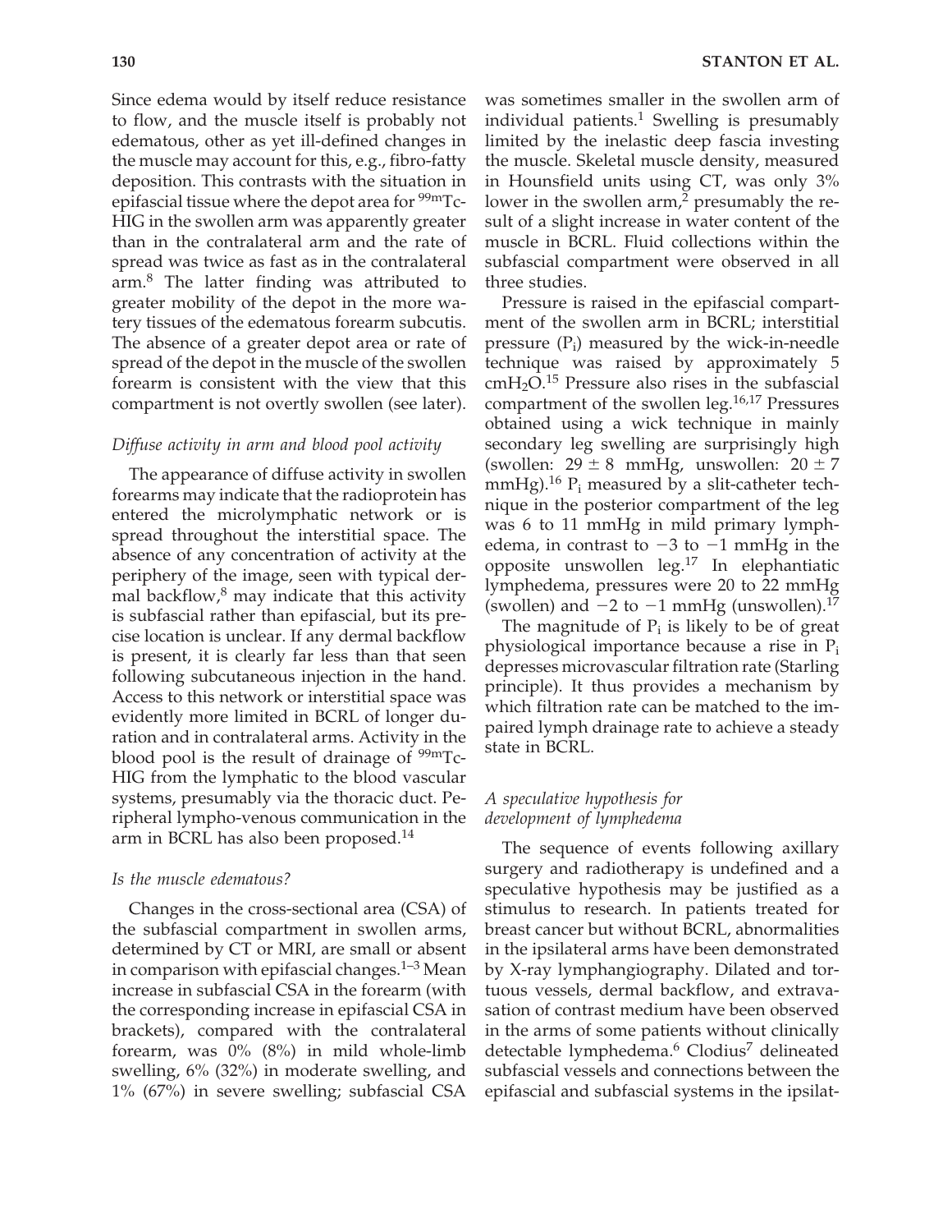Since edema would by itself reduce resistance to flow, and the muscle itself is probably not edematous, other as yet ill-defined changes in the muscle may account for this, e.g., fibro-fatty deposition. This contrasts with the situation in epifascial tissue where the depot area for $^{99m}$Tc-HIG in the swollen arm was apparently greater than in the contralateral arm and the rate of spread was twice as fast as in the contralateral arm.[8] The latter finding was attributed to greater mobility of the depot in the more watery tissues of the edematous forearm subcutis. The absence of a greater depot area or rate of spread of the depot in the muscle of the swollen forearm is consistent with the view that this compartment is not overtly swollen (see later).

### *Diffuse activity in arm and blood pool activity*

The appearance of diffuse activity in swollen forearms may indicate that the radioprotein has entered the microlymphatic network or is spread throughout the interstitial space. The absence of any concentration of activity at the periphery of the image, seen with typical dermal backflow,[8] may indicate that this activity is subfascial rather than epifascial, but its precise location is unclear. If any dermal backflow is present, it is clearly far less than that seen following subcutaneous injection in the hand. Access to this network or interstitial space was evidently more limited in BCRL of longer duration and in contralateral arms. Activity in the blood pool is the result of drainage of $^{99m}$Tc-HIG from the lymphatic to the blood vascular systems, presumably via the thoracic duct. Peripheral lympho-venous communication in the arm in BCRL has also been proposed.[14]

### *Is the muscle edematous?*

Changes in the cross-sectional area (CSA) of the subfascial compartment in swollen arms, determined by CT or MRI, are small or absent in comparison with epifascial changes.[1–3] Mean increase in subfascial CSA in the forearm (with the corresponding increase in epifascial CSA in brackets), compared with the contralateral forearm, was 0% (8%) in mild whole-limb swelling, 6% (32%) in moderate swelling, and 1% (67%) in severe swelling; subfascial CSA was sometimes smaller in the swollen arm of individual patients.[1] Swelling is presumably limited by the inelastic deep fascia investing the muscle. Skeletal muscle density, measured in Hounsfield units using CT, was only 3% lower in the swollen arm,[2] presumably the result of a slight increase in water content of the muscle in BCRL. Fluid collections within the subfascial compartment were observed in all three studies.

Pressure is raised in the epifascial compartment of the swollen arm in BCRL; interstitial pressure ($P_i$) measured by the wick-in-needle technique was raised by approximately 5 $cmH_2O$.[15] Pressure also rises in the subfascial compartment of the swollen leg.[16,17] Pressures obtained using a wick technique in mainly secondary leg swelling are surprisingly high (swollen: $29 \pm 8$ mmHg, unswollen: $20 \pm 7$ mmHg).[16] $P_i$ measured by a slit-catheter technique in the posterior compartment of the leg was 6 to 11 mmHg in mild primary lymphedema, in contrast to $-3$ to $-1$ mmHg in the opposite unswollen leg.[17] In elephantiatic lymphedema, pressures were 20 to 22 mmHg (swollen) and $-2$ to $-1$ mmHg (unswollen).[17]

The magnitude of $P_i$ is likely to be of great physiological importance because a rise in $P_i$ depresses microvascular filtration rate (Starling principle). It thus provides a mechanism by which filtration rate can be matched to the impaired lymph drainage rate to achieve a steady state in BCRL.

### *A speculative hypothesis for development of lymphedema*

The sequence of events following axillary surgery and radiotherapy is undefined and a speculative hypothesis may be justified as a stimulus to research. In patients treated for breast cancer but without BCRL, abnormalities in the ipsilateral arms have been demonstrated by X-ray lymphangiography. Dilated and tortuous vessels, dermal backflow, and extravasation of contrast medium have been observed in the arms of some patients without clinically detectable lymphedema.[6] Clodius[7] delineated subfascial vessels and connections between the epifascial and subfascial systems in the ipsilat-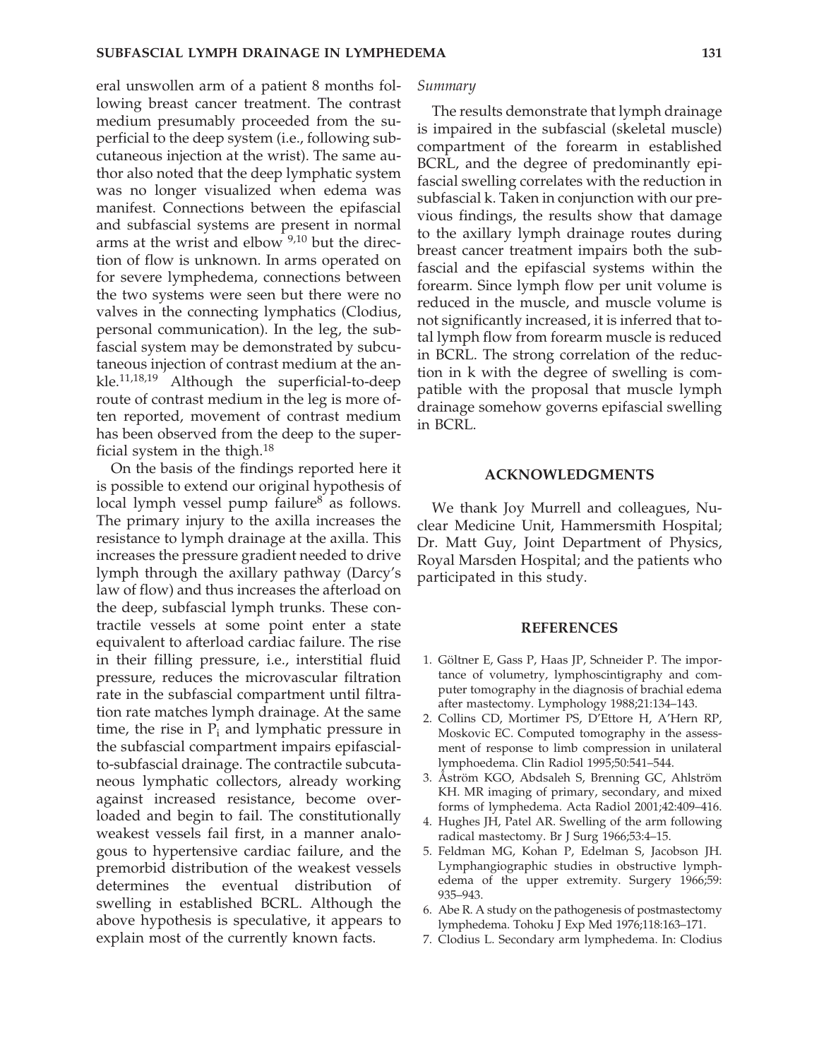eral unswollen arm of a patient 8 months following breast cancer treatment. The contrast medium presumably proceeded from the superficial to the deep system (i.e., following subcutaneous injection at the wrist). The same author also noted that the deep lymphatic system was no longer visualized when edema was manifest. Connections between the epifascial and subfascial systems are present in normal arms at the wrist and elbow [9,10] but the direction of flow is unknown. In arms operated on for severe lymphedema, connections between the two systems were seen but there were no valves in the connecting lymphatics (Clodius, personal communication). In the leg, the subfascial system may be demonstrated by subcutaneous injection of contrast medium at the ankle.[11,18,19] Although the superficial-to-deep route of contrast medium in the leg is more often reported, movement of contrast medium has been observed from the deep to the superficial system in the thigh.[18]

On the basis of the findings reported here it is possible to extend our original hypothesis of local lymph vessel pump failure[8] as follows. The primary injury to the axilla increases the resistance to lymph drainage at the axilla. This increases the pressure gradient needed to drive lymph through the axillary pathway (Darcy's law of flow) and thus increases the afterload on the deep, subfascial lymph trunks. These contractile vessels at some point enter a state equivalent to afterload cardiac failure. The rise in their filling pressure, i.e., interstitial fluid pressure, reduces the microvascular filtration rate in the subfascial compartment until filtration rate matches lymph drainage. At the same time, the rise in $P_i$ and lymphatic pressure in the subfascial compartment impairs epifascial-to-subfascial drainage. The contractile subcutaneous lymphatic collectors, already working against increased resistance, become overloaded and begin to fail. The constitutionally weakest vessels fail first, in a manner analogous to hypertensive cardiac failure, and the premorbid distribution of the weakest vessels determines the eventual distribution of swelling in established BCRL. Although the above hypothesis is speculative, it appears to explain most of the currently known facts.

*Summary*

The results demonstrate that lymph drainage is impaired in the subfascial (skeletal muscle) compartment of the forearm in established BCRL, and the degree of predominantly epifascial swelling correlates with the reduction in subfascial k. Taken in conjunction with our previous findings, the results show that damage to the axillary lymph drainage routes during breast cancer treatment impairs both the subfascial and the epifascial systems within the forearm. Since lymph flow per unit volume is reduced in the muscle, and muscle volume is not significantly increased, it is inferred that total lymph flow from forearm muscle is reduced in BCRL. The strong correlation of the reduction in k with the degree of swelling is compatible with the proposal that muscle lymph drainage somehow governs epifascial swelling in BCRL.

## ACKNOWLEDGMENTS

We thank Joy Murrell and colleagues, Nuclear Medicine Unit, Hammersmith Hospital; Dr. Matt Guy, Joint Department of Physics, Royal Marsden Hospital; and the patients who participated in this study.

## REFERENCES

1. Göltner E, Gass P, Haas JP, Schneider P. The importance of volumetry, lymphoscintigraphy and computer tomography in the diagnosis of brachial edema after mastectomy. Lymphology 1988;21:134–143.
2. Collins CD, Mortimer PS, D'Ettore H, A'Hern RP, Moskovic EC. Computed tomography in the assessment of response to limb compression in unilateral lymphoedema. Clin Radiol 1995;50:541–544.
3. Åström KGO, Abdsaleh S, Brenning GC, Ahlström KH. MR imaging of primary, secondary, and mixed forms of lymphedema. Acta Radiol 2001;42:409–416.
4. Hughes JH, Patel AR. Swelling of the arm following radical mastectomy. Br J Surg 1966;53:4–15.
5. Feldman MG, Kohan P, Edelman S, Jacobson JH. Lymphangiographic studies in obstructive lymphedema of the upper extremity. Surgery 1966;59: 935–943.
6. Abe R. A study on the pathogenesis of postmastectomy lymphedema. Tohoku J Exp Med 1976;118:163–171.
7. Clodius L. Secondary arm lymphedema. In: Clodius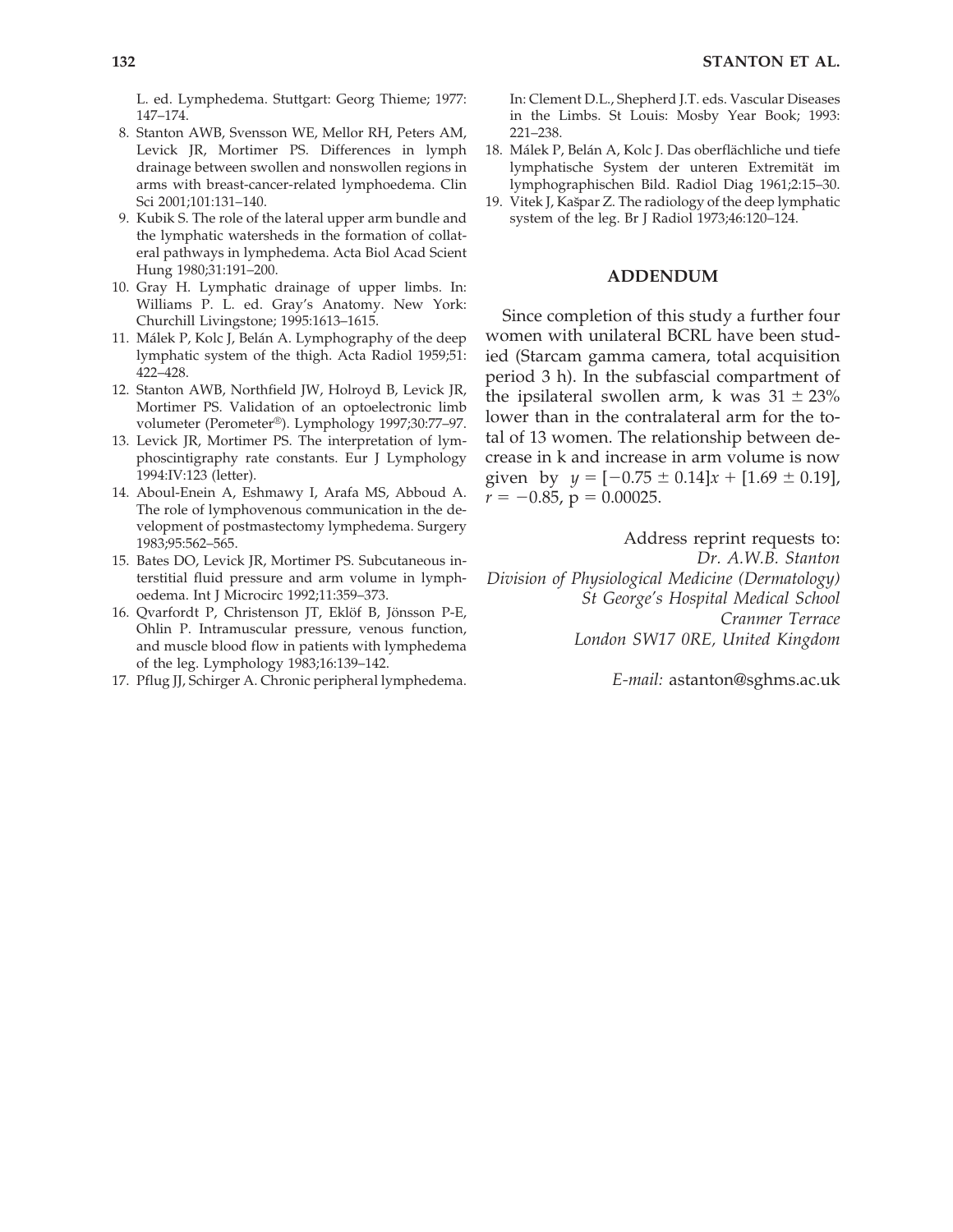L. ed. Lymphedema. Stuttgart: Georg Thieme; 1977: 147–174.

8. Stanton AWB, Svensson WE, Mellor RH, Peters AM, Levick JR, Mortimer PS. Differences in lymph drainage between swollen and nonswollen regions in arms with breast-cancer-related lymphoedema. Clin Sci 2001;101:131–140.
9. Kubik S. The role of the lateral upper arm bundle and the lymphatic watersheds in the formation of collateral pathways in lymphedema. Acta Biol Acad Scient Hung 1980;31:191–200.
10. Gray H. Lymphatic drainage of upper limbs. In: Williams P. L. ed. Gray's Anatomy. New York: Churchill Livingstone; 1995:1613–1615.
11. Málek P, Kolc J, Belán A. Lymphography of the deep lymphatic system of the thigh. Acta Radiol 1959;51: 422–428.
12. Stanton AWB, Northfield JW, Holroyd B, Levick JR, Mortimer PS. Validation of an optoelectronic limb volumeter (Perometer®). Lymphology 1997;30:77–97.
13. Levick JR, Mortimer PS. The interpretation of lymphoscintigraphy rate constants. Eur J Lymphology 1994:IV:123 (letter).
14. Aboul-Enein A, Eshmawy I, Arafa MS, Abboud A. The role of lymphovenous communication in the development of postmastectomy lymphedema. Surgery 1983;95:562–565.
15. Bates DO, Levick JR, Mortimer PS. Subcutaneous interstitial fluid pressure and arm volume in lymphoedema. Int J Microcirc 1992;11:359–373.
16. Qvarfordt P, Christenson JT, Eklöf B, Jönsson P-E, Ohlin P. Intramuscular pressure, venous function, and muscle blood flow in patients with lymphedema of the leg. Lymphology 1983;16:139–142.
17. Pflug JJ, Schirger A. Chronic peripheral lymphedema. In: Clement D.L., Shepherd J.T. eds. Vascular Diseases in the Limbs. St Louis: Mosby Year Book; 1993: 221–238.
18. Málek P, Belán A, Kolc J. Das oberflächliche und tiefe lymphatische System der unteren Extremität im lymphographischen Bild. Radiol Diag 1961;2:15–30.
19. Vitek J, Kašpar Z. The radiology of the deep lymphatic system of the leg. Br J Radiol 1973;46:120–124.

## ADDENDUM

Since completion of this study a further four women with unilateral BCRL have been studied (Starcam gamma camera, total acquisition period 3 h). In the subfascial compartment of the ipsilateral swollen arm, k was 31 ± 23% lower than in the contralateral arm for the total of 13 women. The relationship between decrease in k and increase in arm volume is now given by $y = [-0.75 \pm 0.14]x + [1.69 \pm 0.19]$, $r = -0.85$, $p = 0.00025$.

Address reprint requests to:
*Dr. A.W.B. Stanton*
*Division of Physiological Medicine (Dermatology)*
*St George's Hospital Medical School*
*Cranmer Terrace*
*London SW17 0RE, United Kingdom*

*E-mail:* astanton@sghms.ac.uk